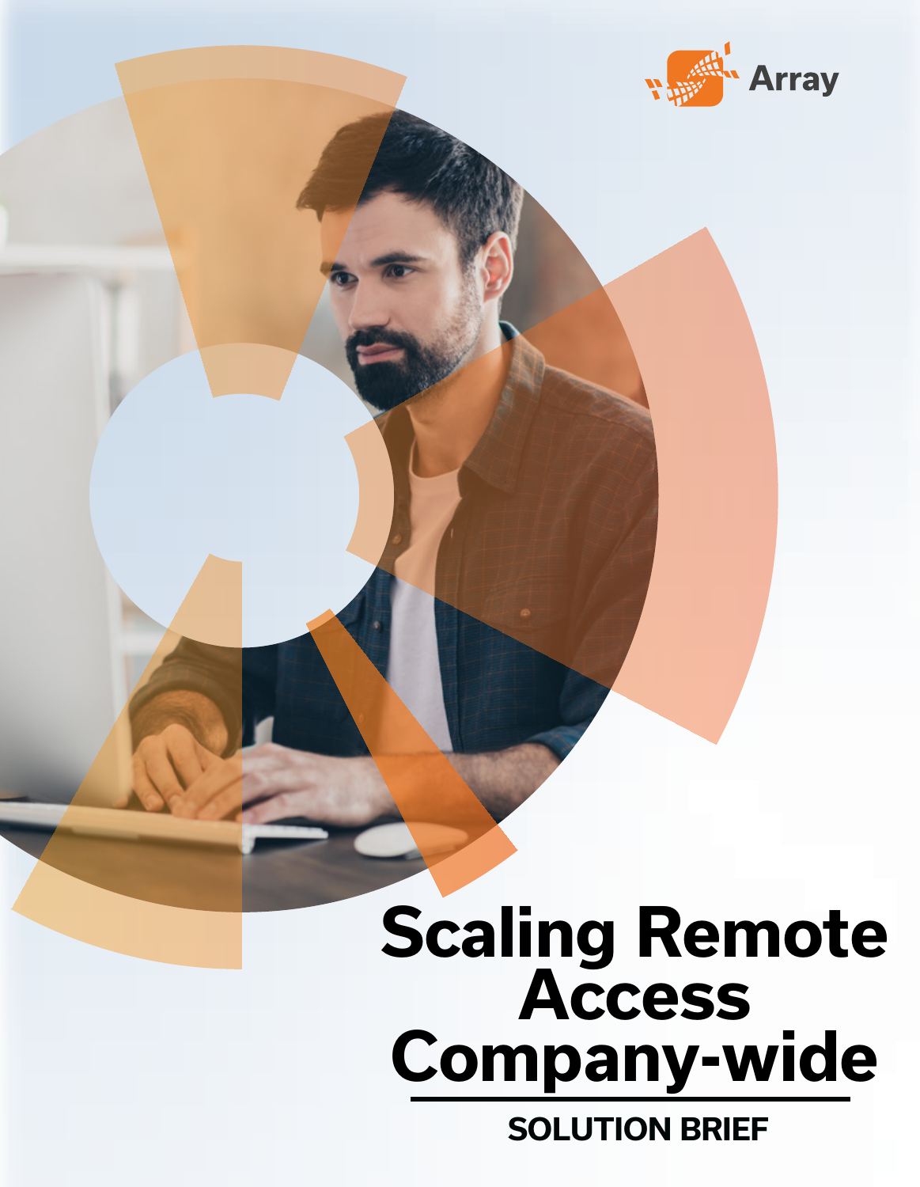Array

# Scaling Remote Access Company-wide

**SOLUTION BRIEF**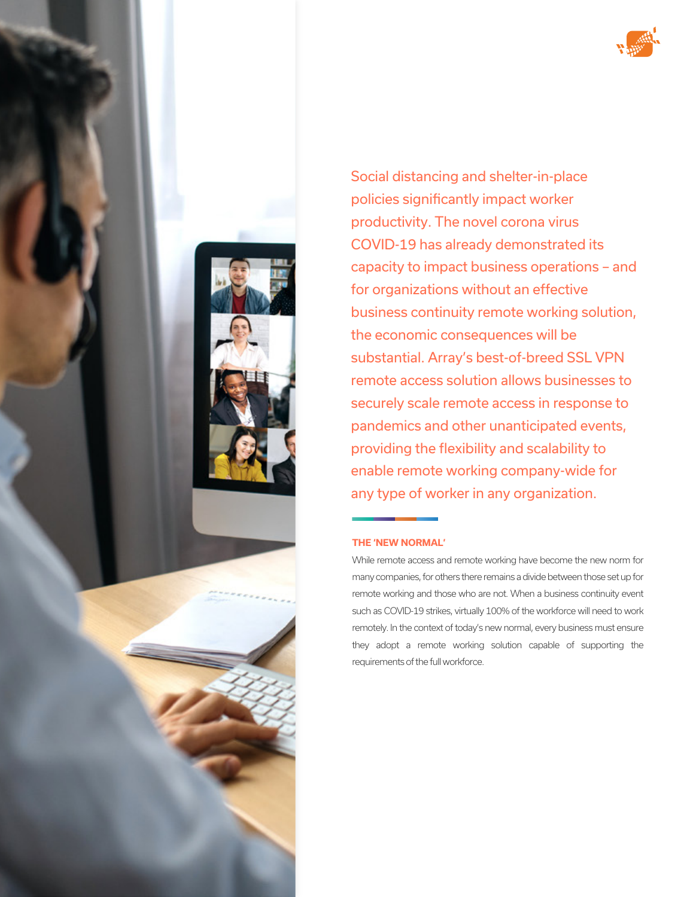Social distancing and shelter-in-place policies significantly impact worker productivity. The novel corona virus COVID-19 has already demonstrated its capacity to impact business operations – and for organizations without an effective business continuity remote working solution, the economic consequences will be substantial. Array's best-of-breed SSL VPN remote access solution allows businesses to securely scale remote access in response to pandemics and other unanticipated events, providing the flexibility and scalability to enable remote working company-wide for any type of worker in any organization.

### THE 'NEW NORMAL'

While remote access and remote working have become the new norm for many companies, for others there remains a divide between those set up for remote working and those who are not. When a business continuity event such as COVID-19 strikes, virtually 100% of the workforce will need to work remotely. In the context of today's new normal, every business must ensure they adopt a remote working solution capable of supporting the requirements of the full workforce.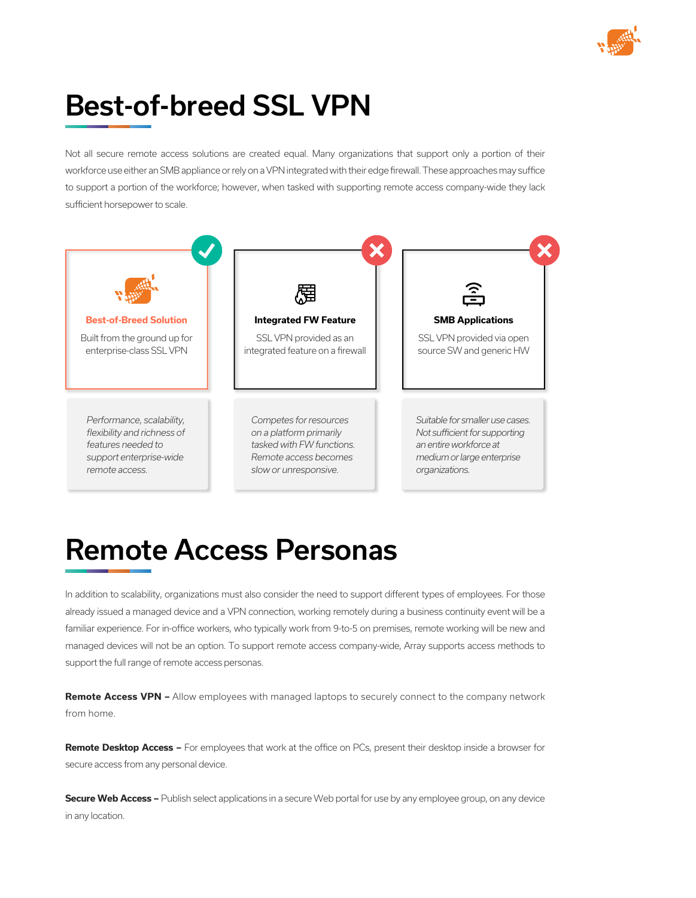# Best-of-breed SSL VPN

Not all secure remote access solutions are created equal. Many organizations that support only a portion of their workforce use either an SMB appliance or rely on a VPN integrated with their edge firewall. These approaches may suffice to support a portion of the workforce; however, when tasked with supporting remote access company-wide they lack sufficient horsepower to scale.

**Best-of-Breed Solution**

Built from the ground up for enterprise-class SSL VPN

*Performance, scalability, flexibility and richness of features needed to support enterprise-wide remote access.*

**Integrated FW Feature**

SSL VPN provided as an integrated feature on a firewall

*Competes for resources on a platform primarily tasked with FW functions. Remote access becomes slow or unresponsive.*

**SMB Applications**

SSL VPN provided via open source SW and generic HW

*Suitable for smaller use cases. Not sufficient for supporting an entire workforce at medium or large enterprise organizations.*

# Remote Access Personas

In addition to scalability, organizations must also consider the need to support different types of employees. For those already issued a managed device and a VPN connection, working remotely during a business continuity event will be a familiar experience. For in-office workers, who typically work from 9-to-5 on premises, remote working will be new and managed devices will not be an option. To support remote access company-wide, Array supports access methods to support the full range of remote access personas.

**Remote Access VPN –** Allow employees with managed laptops to securely connect to the company network from home.

**Remote Desktop Access –** For employees that work at the office on PCs, present their desktop inside a browser for secure access from any personal device.

**Secure Web Access –** Publish select applications in a secure Web portal for use by any employee group, on any device in any location.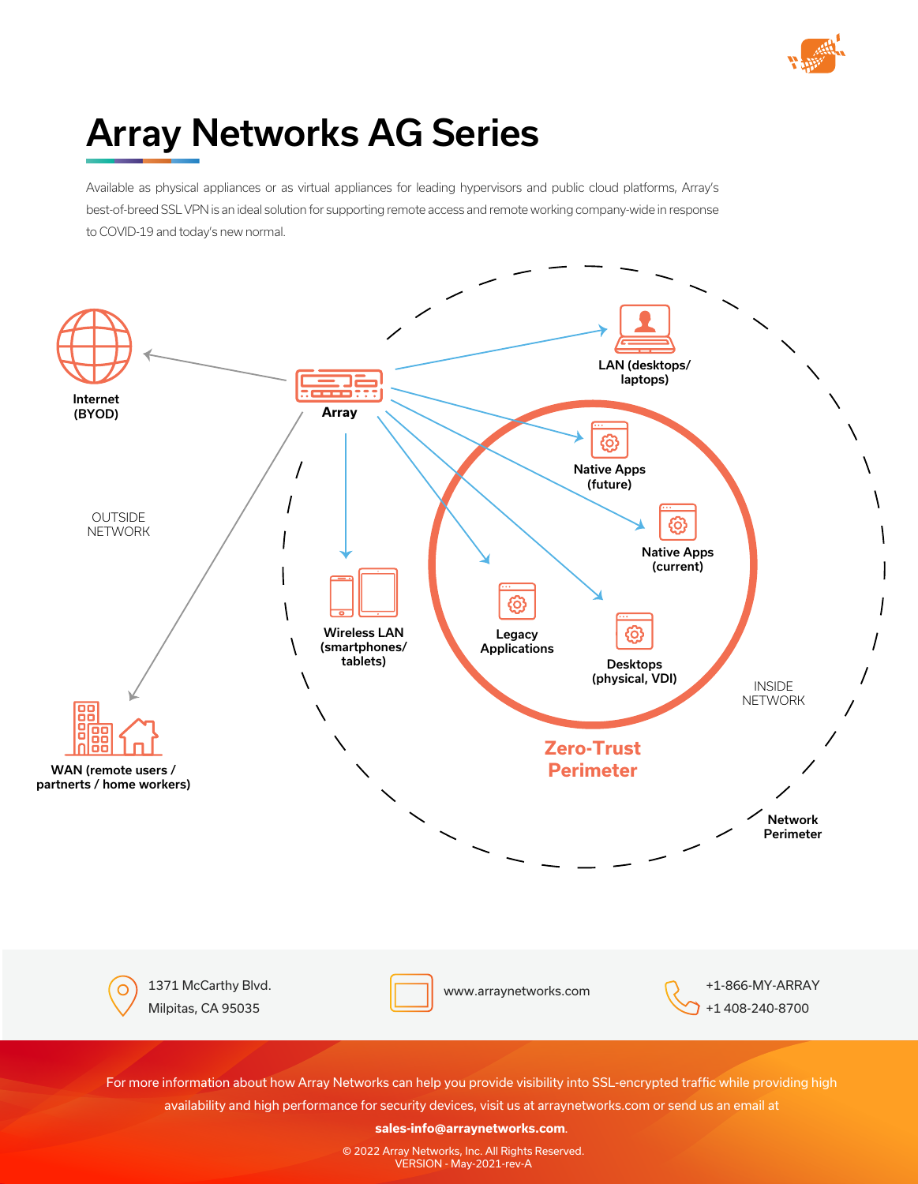# Array Networks AG Series

Available as physical appliances or as virtual appliances for leading hypervisors and public cloud platforms, Array's best-of-breed SSL VPN is an ideal solution for supporting remote access and remote working company-wide in response to COVID-19 and today's new normal.

Internet (BYOD)

Array

LAN (desktops/ laptops)

OUTSIDE NETWORK

Native Apps (future)

Native Apps (current)

Wireless LAN (smartphones/ tablets)

Legacy Applications

Desktops (physical, VDI)

INSIDE NETWORK

Zero-Trust Perimeter

WAN (remote users / partners / home workers)

Network Perimeter

1371 McCarthy Blvd.
Milpitas, CA 95035

www.arraynetworks.com

+1-866-MY-ARRAY
+1 408-240-8700

For more information about how Array Networks can help you provide visibility into SSL-encrypted traffic while providing high availability and high performance for security devices, visit us at arraynetworks.com or send us an email at **sales-info@arraynetworks.com**.

© 2022 Array Networks, Inc. All Rights Reserved.
VERSION - May-2021-rev-A